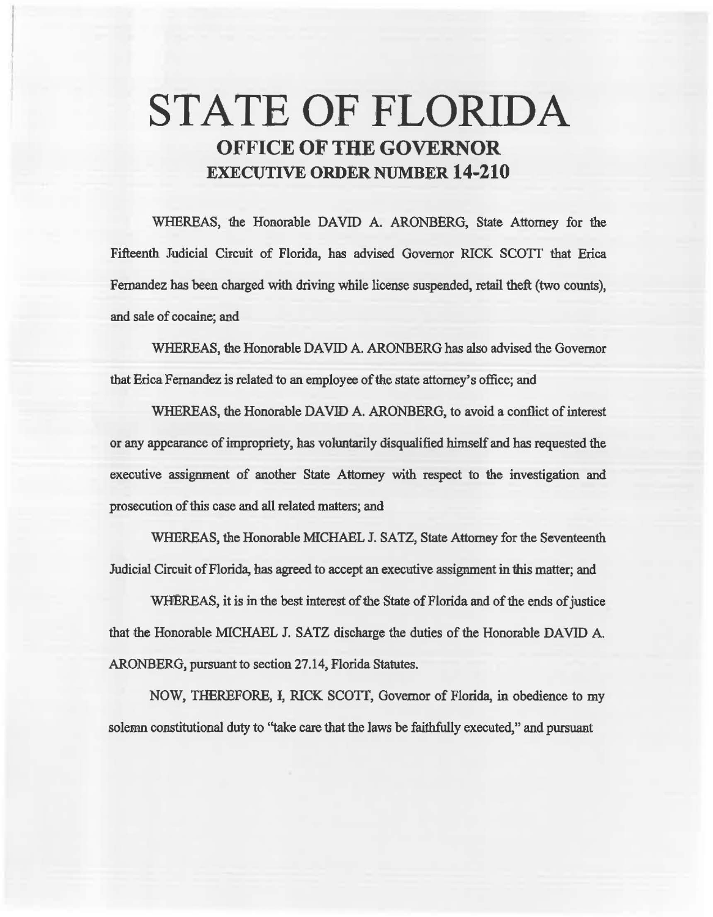# STATE OF FLORIDA

## OFFICE OF THE GOVERNOR

## EXECUTIVE ORDER NUMBER 14-210

WHEREAS, the Honorable DAVID A. ARONBERG, State Attorney for the Fifteenth Judicial Circuit of Florida, has advised Governor RICK SCOTT that Erica Fernandez has been charged with driving while license suspended, retail theft (two counts), and sale of cocaine; and

WHEREAS, the Honorable DAVID A. ARONBERG has also advised the Governor that Erica Fernandez is related to an employee of the state attorney's office; and

WHEREAS, the Honorable DAVID A. ARONBERG, to avoid a conflict of interest or any appearance of impropriety, has voluntarily disqualified himself and has requested the executive assignment of another State Attorney with respect to the investigation and prosecution of this case and all related matters; and

WHEREAS, the Honorable MICHAEL J. SATZ, State Attorney for the Seventeenth Judicial Circuit of Florida, has agreed to accept an executive assignment in this matter; and

WHEREAS, it is in the best interest of the State of Florida and of the ends of justice that the Honorable MICHAEL J. SATZ discharge the duties of the Honorable DAVID A. ARONBERG, pursuant to section 27.14, Florida Statutes.

NOW, THEREFORE, I, RICK SCOTT, Governor of Florida, in obedience to my solemn constitutional duty to "take care that the laws be faithfully executed," and pursuant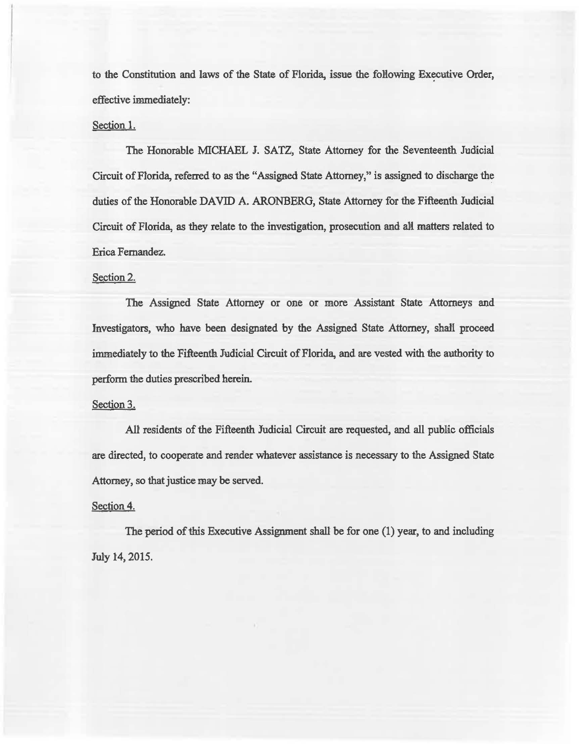to the Constitution and laws of the State of Florida, issue the following Executive Order, effective immediately:

Section 1.

The Honorable MICHAEL J. SATZ, State Attorney for the Seventeenth Judicial Circuit of Florida, referred to as the "Assigned State Attorney," is assigned to discharge the duties of the Honorable DAVID A. ARONBERG, State Attorney for the Fifteenth Judicial Circuit of Florida, as they relate to the investigation, prosecution and all matters related to Erica Fernandez.

Section 2.

The Assigned State Attorney or one or more Assistant State Attorneys and Investigators, who have been designated by the Assigned State Attorney, shall proceed immediately to the Fifteenth Judicial Circuit of Florida, and are vested with the authority to perform the duties prescribed herein.

Section 3.

All residents of the Fifteenth Judicial Circuit are requested, and all public officials are directed, to cooperate and render whatever assistance is necessary to the Assigned State Attorney, so that justice may be served.

Section 4.

The period of this Executive Assignment shall be for one (1) year, to and including July 14, 2015.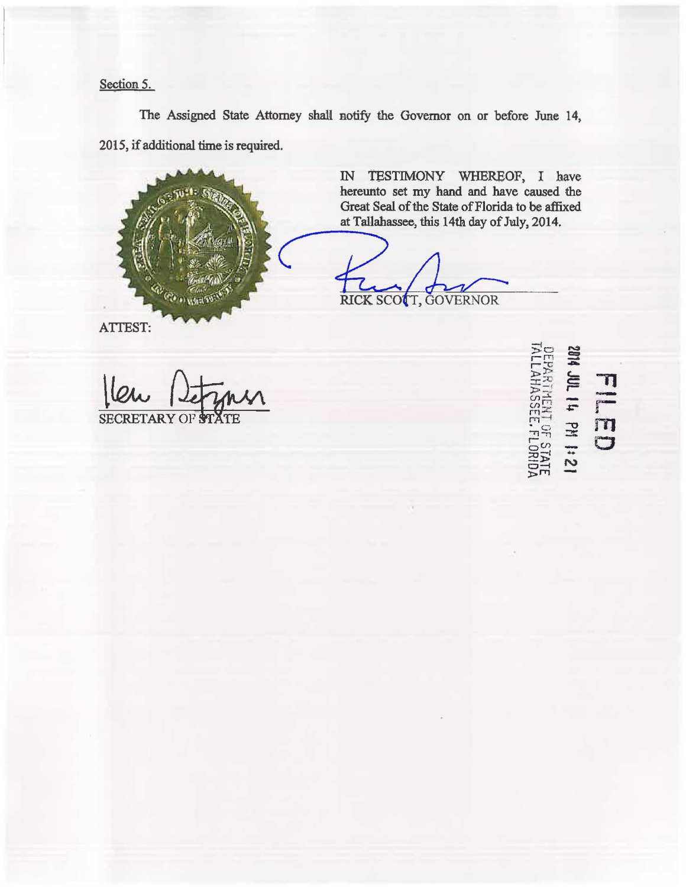Section 5.

The Assigned State Attorney shall notify the Governor on or before June 14, 2015, if additional time is required.

IN TESTIMONY WHEREOF, I have hereunto set my hand and have caused the Great Seal of the State of Florida to be affixed at Tallahassee, this 14th day of July, 2014.

RICK SCOTT, GOVERNOR

ATTEST:

SECRETARY OF STATE

FILED

2014 JUL 14 PM 1:21

DEPARTMENT OF STATE
TALLAHASSEE, FLORIDA